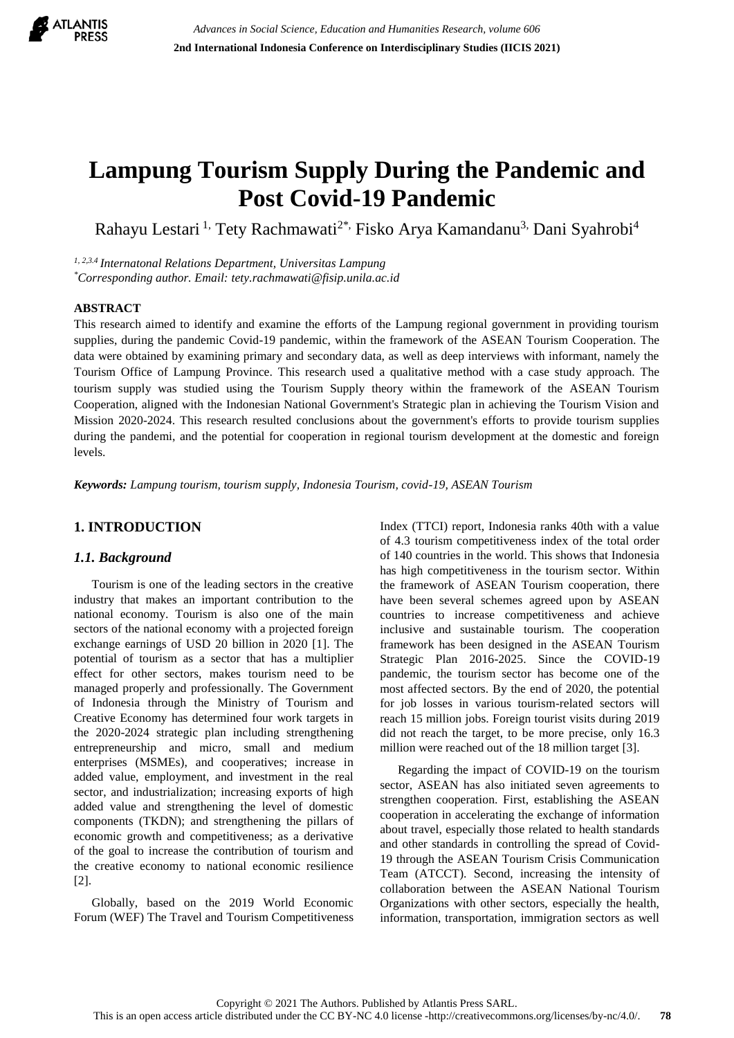# Lampung Tourism Supply During the Pandemic and Post Covid-19 Pandemic

Rahayu Lestari [1], Tety Rachmawati[2*], Fisko Arya Kamandanu[3], Dani Syahrobi[4]

[1, 2,3,4] *Internatonal Relations Department, Universitas Lampung*
[*] *Corresponding author. Email: tety.rachmawati@fisip.unila.ac.id*

## ABSTRACT

This research aimed to identify and examine the efforts of the Lampung regional government in providing tourism supplies, during the pandemic Covid-19 pandemic, within the framework of the ASEAN Tourism Cooperation. The data were obtained by examining primary and secondary data, as well as deep interviews with informant, namely the Tourism Office of Lampung Province. This research used a qualitative method with a case study approach. The tourism supply was studied using the Tourism Supply theory within the framework of the ASEAN Tourism Cooperation, aligned with the Indonesian National Government's Strategic plan in achieving the Tourism Vision and Mission 2020-2024. This research resulted conclusions about the government's efforts to provide tourism supplies during the pandemi, and the potential for cooperation in regional tourism development at the domestic and foreign levels.

***Keywords:*** *Lampung tourism, tourism supply, Indonesia Tourism, covid-19, ASEAN Tourism*

## 1. INTRODUCTION

### *1.1. Background*

Tourism is one of the leading sectors in the creative industry that makes an important contribution to the national economy. Tourism is also one of the main sectors of the national economy with a projected foreign exchange earnings of USD 20 billion in 2020 [1]. The potential of tourism as a sector that has a multiplier effect for other sectors, makes tourism need to be managed properly and professionally. The Government of Indonesia through the Ministry of Tourism and Creative Economy has determined four work targets in the 2020-2024 strategic plan including strengthening entrepreneurship and micro, small and medium enterprises (MSMEs), and cooperatives; increase in added value, employment, and investment in the real sector, and industrialization; increasing exports of high added value and strengthening the level of domestic components (TKDN); and strengthening the pillars of economic growth and competitiveness; as a derivative of the goal to increase the contribution of tourism and the creative economy to national economic resilience [2].

Globally, based on the 2019 World Economic Forum (WEF) The Travel and Tourism Competitiveness Index (TTCI) report, Indonesia ranks 40th with a value of 4.3 tourism competitiveness index of the total order of 140 countries in the world. This shows that Indonesia has high competitiveness in the tourism sector. Within the framework of ASEAN Tourism cooperation, there have been several schemes agreed upon by ASEAN countries to increase competitiveness and achieve inclusive and sustainable tourism. The cooperation framework has been designed in the ASEAN Tourism Strategic Plan 2016-2025. Since the COVID-19 pandemic, the tourism sector has become one of the most affected sectors. By the end of 2020, the potential for job losses in various tourism-related sectors will reach 15 million jobs. Foreign tourist visits during 2019 did not reach the target, to be more precise, only 16.3 million were reached out of the 18 million target [3].

Regarding the impact of COVID-19 on the tourism sector, ASEAN has also initiated seven agreements to strengthen cooperation. First, establishing the ASEAN cooperation in accelerating the exchange of information about travel, especially those related to health standards and other standards in controlling the spread of Covid-19 through the ASEAN Tourism Crisis Communication Team (ATCCT). Second, increasing the intensity of collaboration between the ASEAN National Tourism Organizations with other sectors, especially the health, information, transportation, immigration sectors as well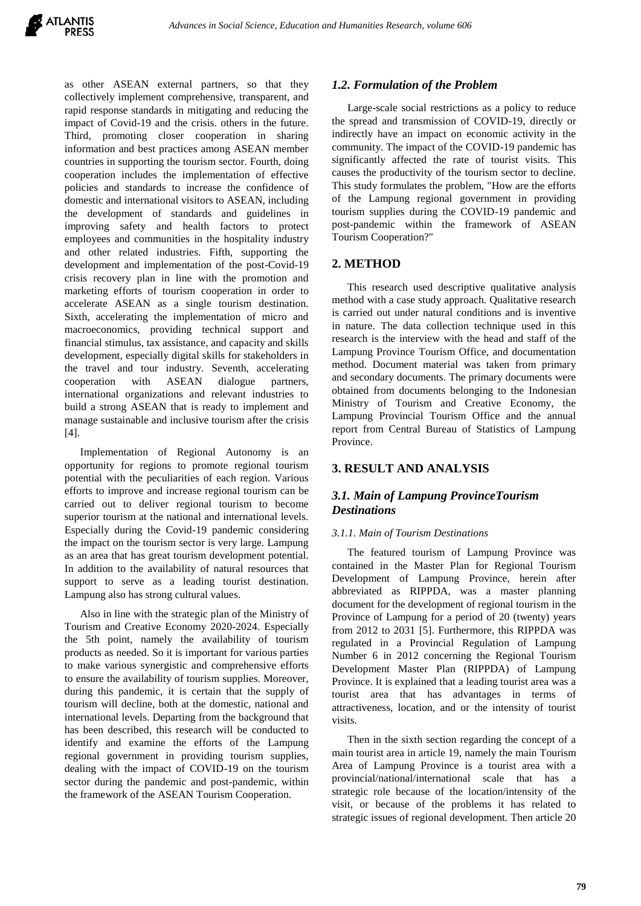as other ASEAN external partners, so that they collectively implement comprehensive, transparent, and rapid response standards in mitigating and reducing the impact of Covid-19 and the crisis. others in the future. Third, promoting closer cooperation in sharing information and best practices among ASEAN member countries in supporting the tourism sector. Fourth, doing cooperation includes the implementation of effective policies and standards to increase the confidence of domestic and international visitors to ASEAN, including the development of standards and guidelines in improving safety and health factors to protect employees and communities in the hospitality industry and other related industries. Fifth, supporting the development and implementation of the post-Covid-19 crisis recovery plan in line with the promotion and marketing efforts of tourism cooperation in order to accelerate ASEAN as a single tourism destination. Sixth, accelerating the implementation of micro and macroeconomics, providing technical support and financial stimulus, tax assistance, and capacity and skills development, especially digital skills for stakeholders in the travel and tour industry. Seventh, accelerating cooperation with ASEAN dialogue partners, international organizations and relevant industries to build a strong ASEAN that is ready to implement and manage sustainable and inclusive tourism after the crisis [4].

Implementation of Regional Autonomy is an opportunity for regions to promote regional tourism potential with the peculiarities of each region. Various efforts to improve and increase regional tourism can be carried out to deliver regional tourism to become superior tourism at the national and international levels. Especially during the Covid-19 pandemic considering the impact on the tourism sector is very large. Lampung as an area that has great tourism development potential. In addition to the availability of natural resources that support to serve as a leading tourist destination. Lampung also has strong cultural values.

Also in line with the strategic plan of the Ministry of Tourism and Creative Economy 2020-2024. Especially the 5th point, namely the availability of tourism products as needed. So it is important for various parties to make various synergistic and comprehensive efforts to ensure the availability of tourism supplies. Moreover, during this pandemic, it is certain that the supply of tourism will decline, both at the domestic, national and international levels. Departing from the background that has been described, this research will be conducted to identify and examine the efforts of the Lampung regional government in providing tourism supplies, dealing with the impact of COVID-19 on the tourism sector during the pandemic and post-pandemic, within the framework of the ASEAN Tourism Cooperation.

### *1.2. Formulation of the Problem*

Large-scale social restrictions as a policy to reduce the spread and transmission of COVID-19, directly or indirectly have an impact on economic activity in the community. The impact of the COVID-19 pandemic has significantly affected the rate of tourist visits. This causes the productivity of the tourism sector to decline. This study formulates the problem, "How are the efforts of the Lampung regional government in providing tourism supplies during the COVID-19 pandemic and post-pandemic within the framework of ASEAN Tourism Cooperation?"

## 2. METHOD

This research used descriptive qualitative analysis method with a case study approach. Qualitative research is carried out under natural conditions and is inventive in nature. The data collection technique used in this research is the interview with the head and staff of the Lampung Province Tourism Office, and documentation method. Document material was taken from primary and secondary documents. The primary documents were obtained from documents belonging to the Indonesian Ministry of Tourism and Creative Economy, the Lampung Provincial Tourism Office and the annual report from Central Bureau of Statistics of Lampung Province.

## 3. RESULT AND ANALYSIS

### *3.1. Main of Lampung ProvinceTourism Destinations*

#### *3.1.1. Main of Tourism Destinations*

The featured tourism of Lampung Province was contained in the Master Plan for Regional Tourism Development of Lampung Province, herein after abbreviated as RIPPDA, was a master planning document for the development of regional tourism in the Province of Lampung for a period of 20 (twenty) years from 2012 to 2031 [5]. Furthermore, this RIPPDA was regulated in a Provincial Regulation of Lampung Number 6 in 2012 concerning the Regional Tourism Development Master Plan (RIPPDA) of Lampung Province. It is explained that a leading tourist area was a tourist area that has advantages in terms of attractiveness, location, and or the intensity of tourist visits.

Then in the sixth section regarding the concept of a main tourist area in article 19, namely the main Tourism Area of Lampung Province is a tourist area with a provincial/national/international scale that has a strategic role because of the location/intensity of the visit, or because of the problems it has related to strategic issues of regional development. Then article 20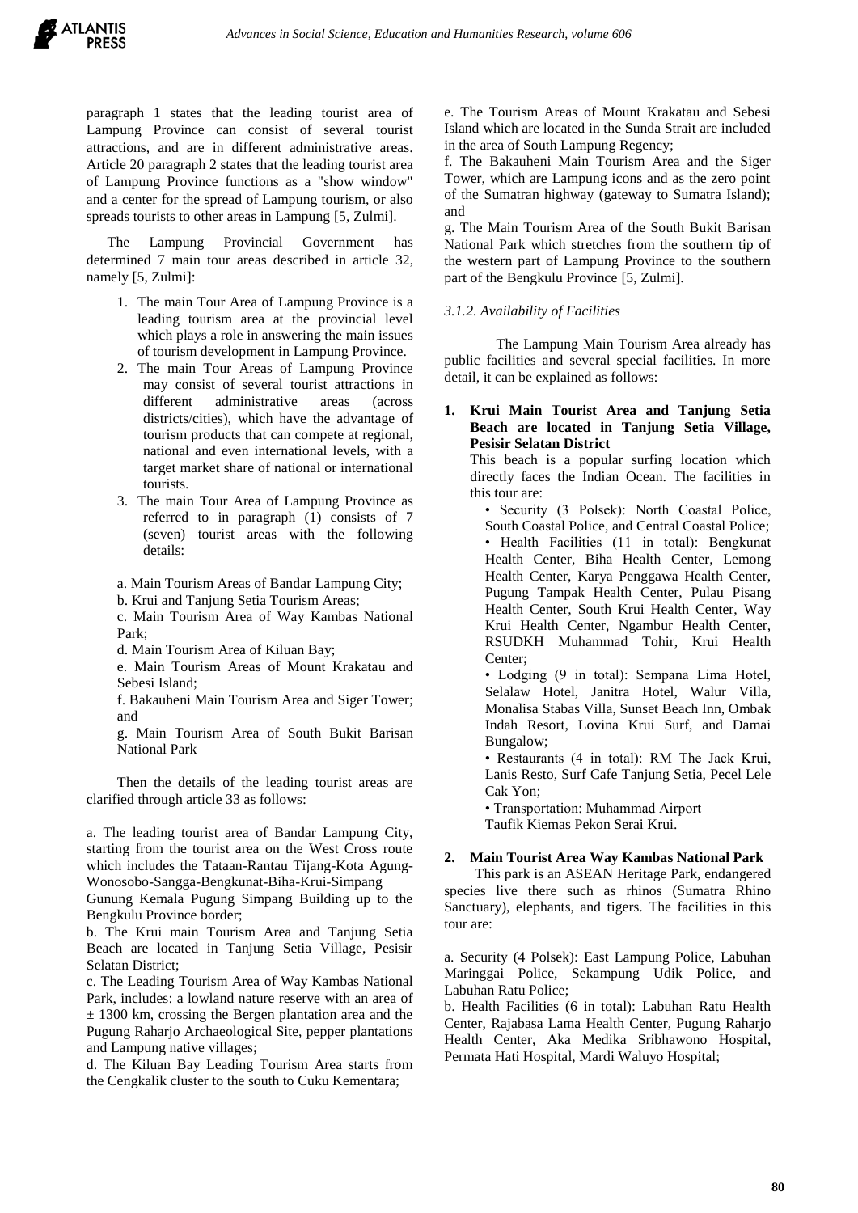paragraph 1 states that the leading tourist area of Lampung Province can consist of several tourist attractions, and are in different administrative areas. Article 20 paragraph 2 states that the leading tourist area of Lampung Province functions as a "show window" and a center for the spread of Lampung tourism, or also spreads tourists to other areas in Lampung [5, Zulmi].

The Lampung Provincial Government has determined 7 main tour areas described in article 32, namely [5, Zulmi]:

1. The main Tour Area of Lampung Province is a leading tourism area at the provincial level which plays a role in answering the main issues of tourism development in Lampung Province.
2. The main Tour Areas of Lampung Province may consist of several tourist attractions in different administrative areas (across districts/cities), which have the advantage of tourism products that can compete at regional, national and even international levels, with a target market share of national or international tourists.
3. The main Tour Area of Lampung Province as referred to in paragraph (1) consists of 7 (seven) tourist areas with the following details:

a. Main Tourism Areas of Bandar Lampung City;

b. Krui and Tanjung Setia Tourism Areas;

c. Main Tourism Area of Way Kambas National Park;

d. Main Tourism Area of Kiluan Bay;

e. Main Tourism Areas of Mount Krakatau and Sebesi Island;

f. Bakauheni Main Tourism Area and Siger Tower; and

g. Main Tourism Area of South Bukit Barisan National Park

Then the details of the leading tourist areas are clarified through article 33 as follows:

a. The leading tourist area of Bandar Lampung City, starting from the tourist area on the West Cross route which includes the Tataan-Rantau Tijang-Kota Agung-Wonosobo-Sangga-Bengkunat-Biha-Krui-Simpang Gunung Kemala Pugung Simpang Building up to the Bengkulu Province border;

b. The Krui main Tourism Area and Tanjung Setia Beach are located in Tanjung Setia Village, Pesisir Selatan District;

c. The Leading Tourism Area of Way Kambas National Park, includes: a lowland nature reserve with an area of ± 1300 km, crossing the Bergen plantation area and the Pugung Raharjo Archaeological Site, pepper plantations and Lampung native villages;

d. The Kiluan Bay Leading Tourism Area starts from the Cengkalik cluster to the south to Cuku Kementara;

e. The Tourism Areas of Mount Krakatau and Sebesi Island which are located in the Sunda Strait are included in the area of South Lampung Regency;

f. The Bakauheni Main Tourism Area and the Siger Tower, which are Lampung icons and as the zero point of the Sumatran highway (gateway to Sumatra Island); and

g. The Main Tourism Area of the South Bukit Barisan National Park which stretches from the southern tip of the western part of Lampung Province to the southern part of the Bengkulu Province [5, Zulmi].

### *3.1.2. Availability of Facilities*

The Lampung Main Tourism Area already has public facilities and several special facilities. In more detail, it can be explained as follows:

**1. Krui Main Tourist Area and Tanjung Setia Beach are located in Tanjung Setia Village, Pesisir Selatan District**

This beach is a popular surfing location which directly faces the Indian Ocean. The facilities in this tour are:

- Security (3 Polsek): North Coastal Police, South Coastal Police, and Central Coastal Police;
- Health Facilities (11 in total): Bengkunat Health Center, Biha Health Center, Lemong Health Center, Karya Penggawa Health Center, Pugung Tampak Health Center, Pulau Pisang Health Center, South Krui Health Center, Way Krui Health Center, Ngambur Health Center, RSUDKH Muhammad Tohir, Krui Health Center;
- Lodging (9 in total): Sempana Lima Hotel, Selalaw Hotel, Janitra Hotel, Walur Villa, Monalisa Stabas Villa, Sunset Beach Inn, Ombak Indah Resort, Lovina Krui Surf, and Damai Bungalow;
- Restaurants (4 in total): RM The Jack Krui, Lanis Resto, Surf Cafe Tanjung Setia, Pecel Lele Cak Yon;
- Transportation: Muhammad Airport Taufik Kiemas Pekon Serai Krui.

**2. Main Tourist Area Way Kambas National Park**

This park is an ASEAN Heritage Park, endangered species live there such as rhinos (Sumatra Rhino Sanctuary), elephants, and tigers. The facilities in this tour are:

a. Security (4 Polsek): East Lampung Police, Labuhan Maringgai Police, Sekampung Udik Police, and Labuhan Ratu Police;

b. Health Facilities (6 in total): Labuhan Ratu Health Center, Rajabasa Lama Health Center, Pugung Raharjo Health Center, Aka Medika Sribhawono Hospital, Permata Hati Hospital, Mardi Waluyo Hospital;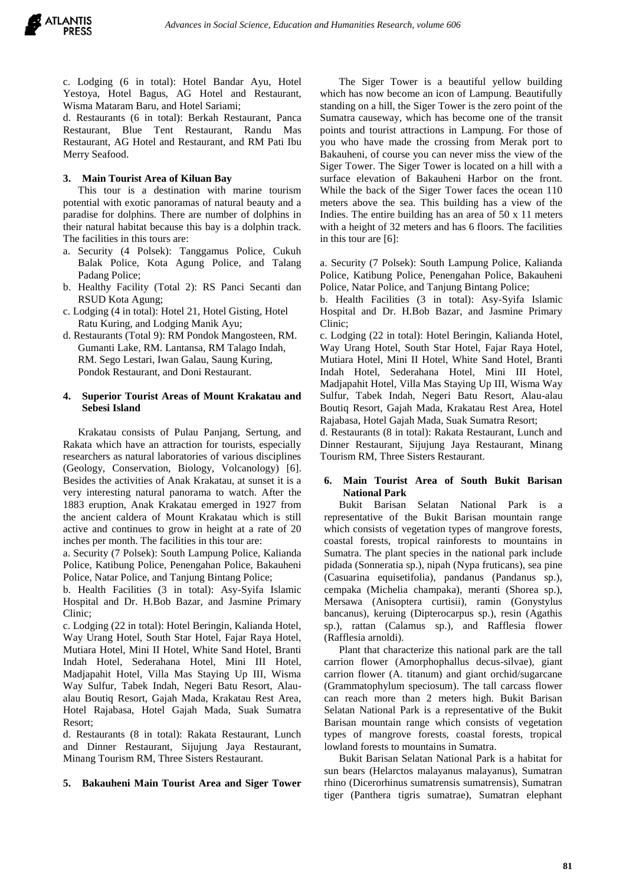c. Lodging (6 in total): Hotel Bandar Ayu, Hotel Yestoya, Hotel Bagus, AG Hotel and Restaurant, Wisma Mataram Baru, and Hotel Sariami;

d. Restaurants (6 in total): Berkah Restaurant, Panca Restaurant, Blue Tent Restaurant, Randu Mas Restaurant, AG Hotel and Restaurant, and RM Pati Ibu Merry Seafood.

### 3. Main Tourist Area of Kiluan Bay

This tour is a destination with marine tourism potential with exotic panoramas of natural beauty and a paradise for dolphins. There are number of dolphins in their natural habitat because this bay is a dolphin track. The facilities in this tours are:

a. Security (4 Polsek): Tanggamus Police, Cukuh Balak Police, Kota Agung Police, and Talang Padang Police;
b. Healthy Facility (Total 2): RS Panci Secanti dan RSUD Kota Agung;
c. Lodging (4 in total): Hotel 21, Hotel Gisting, Hotel Ratu Kuring, and Lodging Manik Ayu;
d. Restaurants (Total 9): RM Pondok Mangosteen, RM. Gumanti Lake, RM. Lantansa, RM Talago Indah, RM. Sego Lestari, Iwan Galau, Saung Kuring, Pondok Restaurant, and Doni Restaurant.

### 4. Superior Tourist Areas of Mount Krakatau and Sebesi Island

Krakatau consists of Pulau Panjang, Sertung, and Rakata which have an attraction for tourists, especially researchers as natural laboratories of various disciplines (Geology, Conservation, Biology, Volcanology) [6]. Besides the activities of Anak Krakatau, at sunset it is a very interesting natural panorama to watch. After the 1883 eruption, Anak Krakatau emerged in 1927 from the ancient caldera of Mount Krakatau which is still active and continues to grow in height at a rate of 20 inches per month. The facilities in this tour are:

a. Security (7 Polsek): South Lampung Police, Kalianda Police, Katibung Police, Penengahan Police, Bakauheni Police, Natar Police, and Tanjung Bintang Police;

b. Health Facilities (3 in total): Asy-Syifa Islamic Hospital and Dr. H.Bob Bazar, and Jasmine Primary Clinic;

c. Lodging (22 in total): Hotel Beringin, Kalianda Hotel, Way Urang Hotel, South Star Hotel, Fajar Raya Hotel, Mutiara Hotel, Mini II Hotel, White Sand Hotel, Branti Indah Hotel, Sederahana Hotel, Mini III Hotel, Madjapahit Hotel, Villa Mas Staying Up III, Wisma Way Sulfur, Tabek Indah, Negeri Batu Resort, Alau-alau Boutiq Resort, Gajah Mada, Krakatau Rest Area, Hotel Rajabasa, Hotel Gajah Mada, Suak Sumatra Resort;

d. Restaurants (8 in total): Rakata Restaurant, Lunch and Dinner Restaurant, Sijujung Jaya Restaurant, Minang Tourism RM, Three Sisters Restaurant.

### 5. Bakauheni Main Tourist Area and Siger Tower

The Siger Tower is a beautiful yellow building which has now become an icon of Lampung. Beautifully standing on a hill, the Siger Tower is the zero point of the Sumatra causeway, which has become one of the transit points and tourist attractions in Lampung. For those of you who have made the crossing from Merak port to Bakauheni, of course you can never miss the view of the Siger Tower. The Siger Tower is located on a hill with a surface elevation of Bakauheni Harbor on the front. While the back of the Siger Tower faces the ocean 110 meters above the sea. This building has a view of the Indies. The entire building has an area of 50 x 11 meters with a height of 32 meters and has 6 floors. The facilities in this tour are [6]:

a. Security (7 Polsek): South Lampung Police, Kalianda Police, Katibung Police, Penengahan Police, Bakauheni Police, Natar Police, and Tanjung Bintang Police;

b. Health Facilities (3 in total): Asy-Syifa Islamic Hospital and Dr. H.Bob Bazar, and Jasmine Primary Clinic;

c. Lodging (22 in total): Hotel Beringin, Kalianda Hotel, Way Urang Hotel, South Star Hotel, Fajar Raya Hotel, Mutiara Hotel, Mini II Hotel, White Sand Hotel, Branti Indah Hotel, Sederahana Hotel, Mini III Hotel, Madjapahit Hotel, Villa Mas Staying Up III, Wisma Way Sulfur, Tabek Indah, Negeri Batu Resort, Alau-alau Boutiq Resort, Gajah Mada, Krakatau Rest Area, Hotel Rajabasa, Hotel Gajah Mada, Suak Sumatra Resort;

d. Restaurants (8 in total): Rakata Restaurant, Lunch and Dinner Restaurant, Sijujung Jaya Restaurant, Minang Tourism RM, Three Sisters Restaurant.

### 6. Main Tourist Area of South Bukit Barisan National Park

Bukit Barisan Selatan National Park is a representative of the Bukit Barisan mountain range which consists of vegetation types of mangrove forests, coastal forests, tropical rainforests to mountains in Sumatra. The plant species in the national park include pidada (Sonneratia sp.), nipah (Nypa fruticans), sea pine (Casuarina equisetifolia), pandanus (Pandanus sp.), cempaka (Michelia champaka), meranti (Shorea sp.), Mersawa (Anisoptera curtisii), ramin (Gonystylus bancanus), keruing (Dipterocarpus sp.), resin (Agathis sp.), rattan (Calamus sp.), and Rafflesia flower (Rafflesia arnoldi).

Plant that characterize this national park are the tall carrion flower (Amorphophallus decus-silvae), giant carrion flower (A. titanum) and giant orchid/sugarcane (Grammatophylum speciosum). The tall carcass flower can reach more than 2 meters high. Bukit Barisan Selatan National Park is a representative of the Bukit Barisan mountain range which consists of vegetation types of mangrove forests, coastal forests, tropical lowland forests to mountains in Sumatra.

Bukit Barisan Selatan National Park is a habitat for sun bears (Helarctos malayanus malayanus), Sumatran rhino (Dicerorhinus sumatrensis sumatrensis), Sumatran tiger (Panthera tigris sumatrae), Sumatran elephant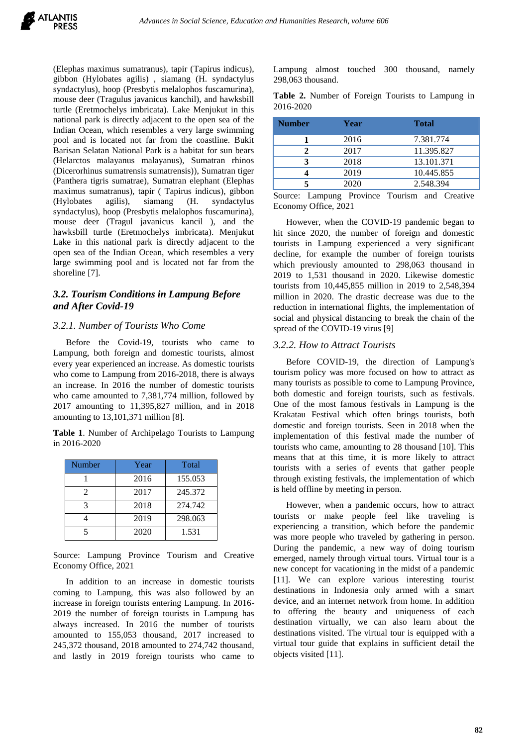(Elephas maximus sumatranus), tapir (Tapirus indicus), gibbon (Hylobates agilis) , siamang (H. syndactylus syndactylus), hoop (Presbytis melalophos fuscamurina), mouse deer (Tragulus javanicus kanchil), and hawksbill turtle (Eretmochelys imbricata). Lake Menjukut in this national park is directly adjacent to the open sea of the Indian Ocean, which resembles a very large swimming pool and is located not far from the coastline. Bukit Barisan Selatan National Park is a habitat for sun bears (Helarctos malayanus malayanus), Sumatran rhinos (Dicerorhinus sumatrensis sumatrensis)), Sumatran tiger (Panthera tigris sumatrae), Sumatran elephant (Elephas maximus sumatranus), tapir ( Tapirus indicus), gibbon (Hylobates agilis), siamang (H. syndactylus syndactylus), hoop (Presbytis melalophos fuscamurina), mouse deer (Tragul javanicus kancil ), and the hawksbill turtle (Eretmochelys imbricata). Menjukut Lake in this national park is directly adjacent to the open sea of the Indian Ocean, which resembles a very large swimming pool and is located not far from the shoreline [7].

### *3.2. Tourism Conditions in Lampung Before and After Covid-19*

#### *3.2.1. Number of Tourists Who Come*

Before the Covid-19, tourists who came to Lampung, both foreign and domestic tourists, almost every year experienced an increase. As domestic tourists who come to Lampung from 2016-2018, there is always an increase. In 2016 the number of domestic tourists who came amounted to 7,381,774 million, followed by 2017 amounting to 11,395,827 million, and in 2018 amounting to 13,101,371 million [8].

**Table 1**. Number of Archipelago Tourists to Lampung in 2016-2020

| Number | Year | Total |
|---|---|---|
| 1 | 2016 | 155.053 |
| 2 | 2017 | 245.372 |
| 3 | 2018 | 274.742 |
| 4 | 2019 | 298.063 |
| 5 | 2020 | 1.531 |

Source: Lampung Province Tourism and Creative Economy Office, 2021

In addition to an increase in domestic tourists coming to Lampung, this was also followed by an increase in foreign tourists entering Lampung. In 2016-2019 the number of foreign tourists in Lampung has always increased. In 2016 the number of tourists amounted to 155,053 thousand, 2017 increased to 245,372 thousand, 2018 amounted to 274,742 thousand, and lastly in 2019 foreign tourists who came to Lampung almost touched 300 thousand, namely 298,063 thousand.

**Table 2.** Number of Foreign Tourists to Lampung in 2016-2020

| Number | Year | Total |
|---|---|---|
| 1 | 2016 | 7.381.774 |
| 2 | 2017 | 11.395.827 |
| 3 | 2018 | 13.101.371 |
| 4 | 2019 | 10.445.855 |
| 5 | 2020 | 2.548.394 |

Source: Lampung Province Tourism and Creative Economy Office, 2021

However, when the COVID-19 pandemic began to hit since 2020, the number of foreign and domestic tourists in Lampung experienced a very significant decline, for example the number of foreign tourists which previously amounted to 298,063 thousand in 2019 to 1,531 thousand in 2020. Likewise domestic tourists from 10,445,855 million in 2019 to 2,548,394 million in 2020. The drastic decrease was due to the reduction in international flights, the implementation of social and physical distancing to break the chain of the spread of the COVID-19 virus [9]

#### *3.2.2. How to Attract Tourists*

Before COVID-19, the direction of Lampung's tourism policy was more focused on how to attract as many tourists as possible to come to Lampung Province, both domestic and foreign tourists, such as festivals. One of the most famous festivals in Lampung is the Krakatau Festival which often brings tourists, both domestic and foreign tourists. Seen in 2018 when the implementation of this festival made the number of tourists who came, amounting to 28 thousand [10]. This means that at this time, it is more likely to attract tourists with a series of events that gather people through existing festivals, the implementation of which is held offline by meeting in person.

However, when a pandemic occurs, how to attract tourists or make people feel like traveling is experiencing a transition, which before the pandemic was more people who traveled by gathering in person. During the pandemic, a new way of doing tourism emerged, namely through virtual tours. Virtual tour is a new concept for vacationing in the midst of a pandemic [11]. We can explore various interesting tourist destinations in Indonesia only armed with a smart device, and an internet network from home. In addition to offering the beauty and uniqueness of each destination virtually, we can also learn about the destinations visited. The virtual tour is equipped with a virtual tour guide that explains in sufficient detail the objects visited [11].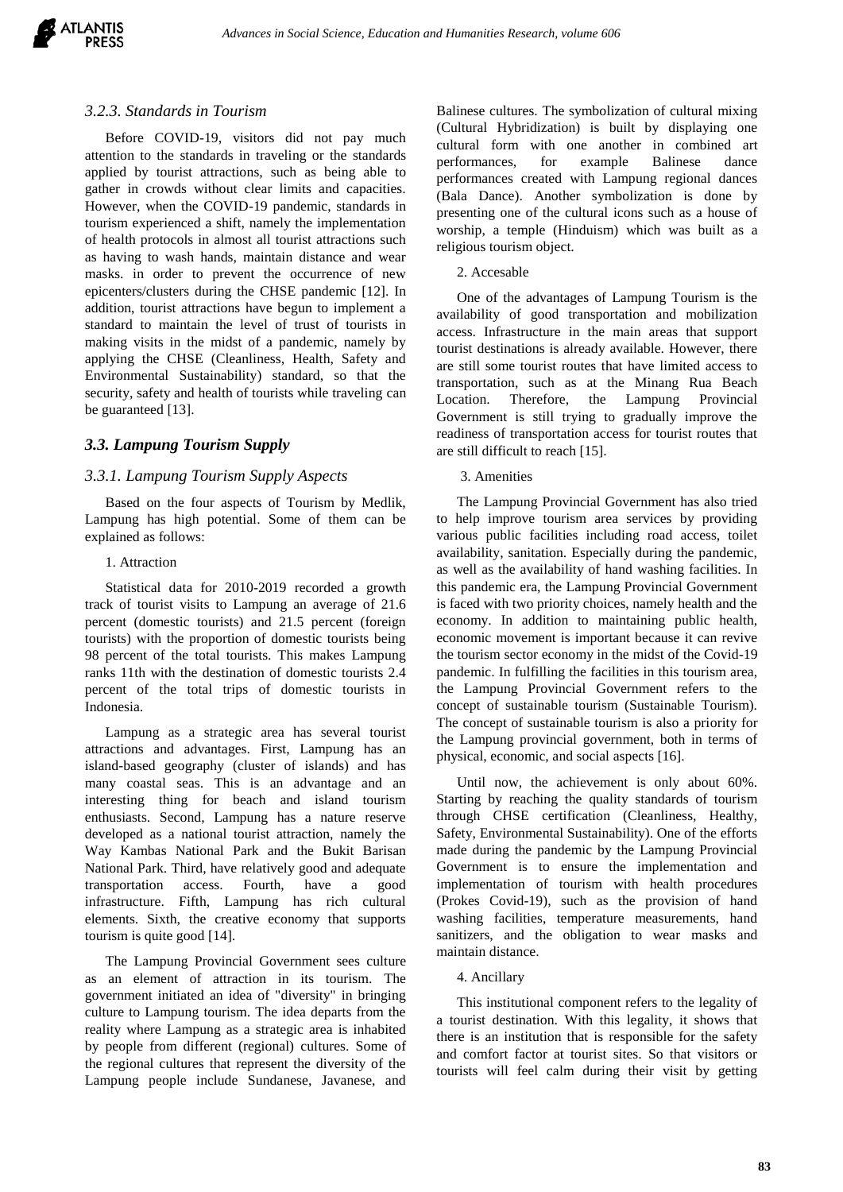### *3.2.3. Standards in Tourism*

Before COVID-19, visitors did not pay much attention to the standards in traveling or the standards applied by tourist attractions, such as being able to gather in crowds without clear limits and capacities. However, when the COVID-19 pandemic, standards in tourism experienced a shift, namely the implementation of health protocols in almost all tourist attractions such as having to wash hands, maintain distance and wear masks. in order to prevent the occurrence of new epicenters/clusters during the CHSE pandemic [12]. In addition, tourist attractions have begun to implement a standard to maintain the level of trust of tourists in making visits in the midst of a pandemic, namely by applying the CHSE (Cleanliness, Health, Safety and Environmental Sustainability) standard, so that the security, safety and health of tourists while traveling can be guaranteed [13].

## *3.3. Lampung Tourism Supply*

### *3.3.1. Lampung Tourism Supply Aspects*

Based on the four aspects of Tourism by Medlik, Lampung has high potential. Some of them can be explained as follows:

1. Attraction

Statistical data for 2010-2019 recorded a growth track of tourist visits to Lampung an average of 21.6 percent (domestic tourists) and 21.5 percent (foreign tourists) with the proportion of domestic tourists being 98 percent of the total tourists. This makes Lampung ranks 11th with the destination of domestic tourists 2.4 percent of the total trips of domestic tourists in Indonesia.

Lampung as a strategic area has several tourist attractions and advantages. First, Lampung has an island-based geography (cluster of islands) and has many coastal seas. This is an advantage and an interesting thing for beach and island tourism enthusiasts. Second, Lampung has a nature reserve developed as a national tourist attraction, namely the Way Kambas National Park and the Bukit Barisan National Park. Third, have relatively good and adequate transportation access. Fourth, have a good infrastructure. Fifth, Lampung has rich cultural elements. Sixth, the creative economy that supports tourism is quite good [14].

The Lampung Provincial Government sees culture as an element of attraction in its tourism. The government initiated an idea of "diversity" in bringing culture to Lampung tourism. The idea departs from the reality where Lampung as a strategic area is inhabited by people from different (regional) cultures. Some of the regional cultures that represent the diversity of the Lampung people include Sundanese, Javanese, and Balinese cultures. The symbolization of cultural mixing (Cultural Hybridization) is built by displaying one cultural form with one another in combined art performances, for example Balinese dance performances created with Lampung regional dances (Bala Dance). Another symbolization is done by presenting one of the cultural icons such as a house of worship, a temple (Hinduism) which was built as a religious tourism object.

2. Accesable

One of the advantages of Lampung Tourism is the availability of good transportation and mobilization access. Infrastructure in the main areas that support tourist destinations is already available. However, there are still some tourist routes that have limited access to transportation, such as at the Minang Rua Beach Location. Therefore, the Lampung Provincial Government is still trying to gradually improve the readiness of transportation access for tourist routes that are still difficult to reach [15].

3. Amenities

The Lampung Provincial Government has also tried to help improve tourism area services by providing various public facilities including road access, toilet availability, sanitation. Especially during the pandemic, as well as the availability of hand washing facilities. In this pandemic era, the Lampung Provincial Government is faced with two priority choices, namely health and the economy. In addition to maintaining public health, economic movement is important because it can revive the tourism sector economy in the midst of the Covid-19 pandemic. In fulfilling the facilities in this tourism area, the Lampung Provincial Government refers to the concept of sustainable tourism (Sustainable Tourism). The concept of sustainable tourism is also a priority for the Lampung provincial government, both in terms of physical, economic, and social aspects [16].

Until now, the achievement is only about 60%. Starting by reaching the quality standards of tourism through CHSE certification (Cleanliness, Healthy, Safety, Environmental Sustainability). One of the efforts made during the pandemic by the Lampung Provincial Government is to ensure the implementation and implementation of tourism with health procedures (Prokes Covid-19), such as the provision of hand washing facilities, temperature measurements, hand sanitizers, and the obligation to wear masks and maintain distance.

4. Ancillary

This institutional component refers to the legality of a tourist destination. With this legality, it shows that there is an institution that is responsible for the safety and comfort factor at tourist sites. So that visitors or tourists will feel calm during their visit by getting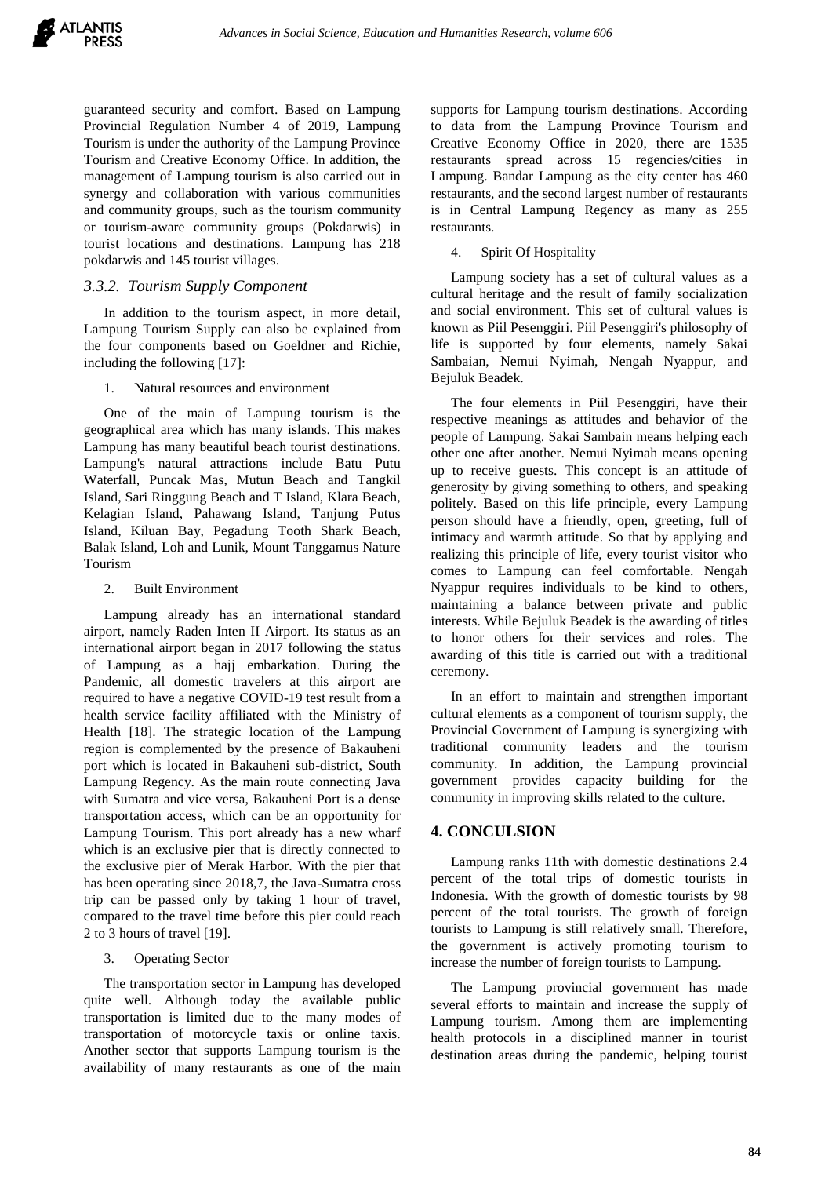guaranteed security and comfort. Based on Lampung Provincial Regulation Number 4 of 2019, Lampung Tourism is under the authority of the Lampung Province Tourism and Creative Economy Office. In addition, the management of Lampung tourism is also carried out in synergy and collaboration with various communities and community groups, such as the tourism community or tourism-aware community groups (Pokdarwis) in tourist locations and destinations. Lampung has 218 pokdarwis and 145 tourist villages.

### *3.3.2. Tourism Supply Component*

In addition to the tourism aspect, in more detail, Lampung Tourism Supply can also be explained from the four components based on Goeldner and Richie, including the following [17]:

1. Natural resources and environment

One of the main of Lampung tourism is the geographical area which has many islands. This makes Lampung has many beautiful beach tourist destinations. Lampung's natural attractions include Batu Putu Waterfall, Puncak Mas, Mutun Beach and Tangkil Island, Sari Ringgung Beach and T Island, Klara Beach, Kelagian Island, Pahawang Island, Tanjung Putus Island, Kiluan Bay, Pegadung Tooth Shark Beach, Balak Island, Loh and Lunik, Mount Tanggamus Nature Tourism

2. Built Environment

Lampung already has an international standard airport, namely Raden Inten II Airport. Its status as an international airport began in 2017 following the status of Lampung as a hajj embarkation. During the Pandemic, all domestic travelers at this airport are required to have a negative COVID-19 test result from a health service facility affiliated with the Ministry of Health [18]. The strategic location of the Lampung region is complemented by the presence of Bakauheni port which is located in Bakauheni sub-district, South Lampung Regency. As the main route connecting Java with Sumatra and vice versa, Bakauheni Port is a dense transportation access, which can be an opportunity for Lampung Tourism. This port already has a new wharf which is an exclusive pier that is directly connected to the exclusive pier of Merak Harbor. With the pier that has been operating since 2018,7, the Java-Sumatra cross trip can be passed only by taking 1 hour of travel, compared to the travel time before this pier could reach 2 to 3 hours of travel [19].

3. Operating Sector

The transportation sector in Lampung has developed quite well. Although today the available public transportation is limited due to the many modes of transportation of motorcycle taxis or online taxis. Another sector that supports Lampung tourism is the availability of many restaurants as one of the main supports for Lampung tourism destinations. According to data from the Lampung Province Tourism and Creative Economy Office in 2020, there are 1535 restaurants spread across 15 regencies/cities in Lampung. Bandar Lampung as the city center has 460 restaurants, and the second largest number of restaurants is in Central Lampung Regency as many as 255 restaurants.

4. Spirit Of Hospitality

Lampung society has a set of cultural values as a cultural heritage and the result of family socialization and social environment. This set of cultural values is known as Piil Pesenggiri. Piil Pesenggiri's philosophy of life is supported by four elements, namely Sakai Sambaian, Nemui Nyimah, Nengah Nyappur, and Bejuluk Beadek.

The four elements in Piil Pesenggiri, have their respective meanings as attitudes and behavior of the people of Lampung. Sakai Sambain means helping each other one after another. Nemui Nyimah means opening up to receive guests. This concept is an attitude of generosity by giving something to others, and speaking politely. Based on this life principle, every Lampung person should have a friendly, open, greeting, full of intimacy and warmth attitude. So that by applying and realizing this principle of life, every tourist visitor who comes to Lampung can feel comfortable. Nengah Nyappur requires individuals to be kind to others, maintaining a balance between private and public interests. While Bejuluk Beadek is the awarding of titles to honor others for their services and roles. The awarding of this title is carried out with a traditional ceremony.

In an effort to maintain and strengthen important cultural elements as a component of tourism supply, the Provincial Government of Lampung is synergizing with traditional community leaders and the tourism community. In addition, the Lampung provincial government provides capacity building for the community in improving skills related to the culture.

## 4. CONCULSION

Lampung ranks 11th with domestic destinations 2.4 percent of the total trips of domestic tourists in Indonesia. With the growth of domestic tourists by 98 percent of the total tourists. The growth of foreign tourists to Lampung is still relatively small. Therefore, the government is actively promoting tourism to increase the number of foreign tourists to Lampung.

The Lampung provincial government has made several efforts to maintain and increase the supply of Lampung tourism. Among them are implementing health protocols in a disciplined manner in tourist destination areas during the pandemic, helping tourist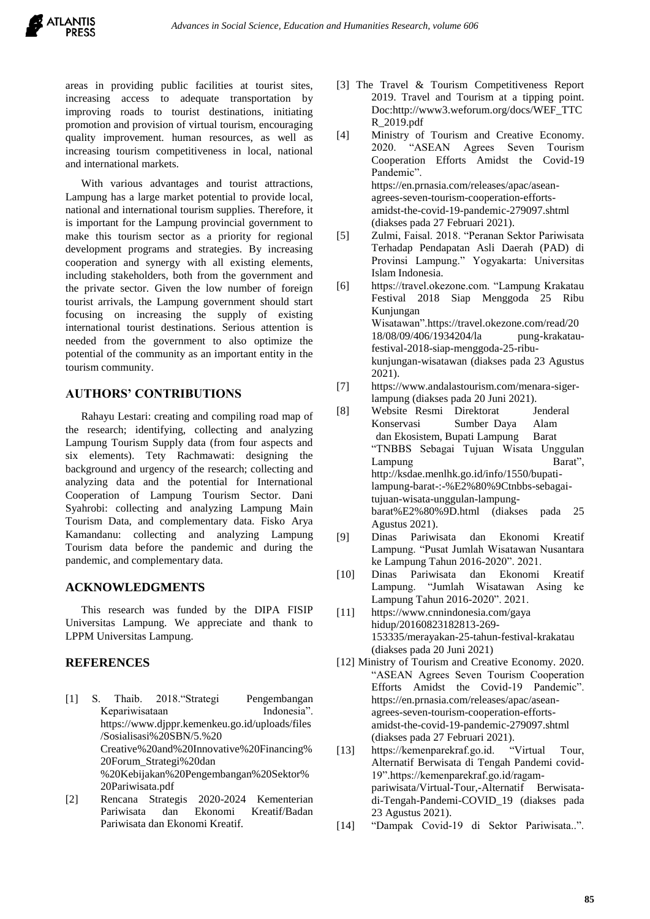areas in providing public facilities at tourist sites, increasing access to adequate transportation by improving roads to tourist destinations, initiating promotion and provision of virtual tourism, encouraging quality improvement. human resources, as well as increasing tourism competitiveness in local, national and international markets.

With various advantages and tourist attractions, Lampung has a large market potential to provide local, national and international tourism supplies. Therefore, it is important for the Lampung provincial government to make this tourism sector as a priority for regional development programs and strategies. By increasing cooperation and synergy with all existing elements, including stakeholders, both from the government and the private sector. Given the low number of foreign tourist arrivals, the Lampung government should start focusing on increasing the supply of existing international tourist destinations. Serious attention is needed from the government to also optimize the potential of the community as an important entity in the tourism community.

## AUTHORS' CONTRIBUTIONS

Rahayu Lestari: creating and compiling road map of the research; identifying, collecting and analyzing Lampung Tourism Supply data (from four aspects and six elements). Tety Rachmawati: designing the background and urgency of the research; collecting and analyzing data and the potential for International Cooperation of Lampung Tourism Sector. Dani Syahrobi: collecting and analyzing Lampung Main Tourism Data, and complementary data. Fisko Arya Kamandanu: collecting and analyzing Lampung Tourism data before the pandemic and during the pandemic, and complementary data.

## ACKNOWLEDGMENTS

This research was funded by the DIPA FISIP Universitas Lampung. We appreciate and thank to LPPM Universitas Lampung.

## REFERENCES

[1] S. Thaib. 2018."Strategi Pengembangan Kepariwisataan Indonesia". https://www.djppr.kemenkeu.go.id/uploads/files/Sosialisasi%20SBN/5.%20Creative%20and%20Innovative%20Financing%20Forum_Strategi%20dan%20Kebijakan%20Pengembangan%20Sektor%20Pariwisata.pdf

[2] Rencana Strategis 2020-2024 Kementerian Pariwisata dan Ekonomi Kreatif/Badan Pariwisata dan Ekonomi Kreatif.

[3] The Travel & Tourism Competitiveness Report 2019. Travel and Tourism at a tipping point. Doc:http://www3.weforum.org/docs/WEF_TTCR_2019.pdf

[4] Ministry of Tourism and Creative Economy. 2020. "ASEAN Agrees Seven Tourism Cooperation Efforts Amidst the Covid-19 Pandemic". https://en.prnasia.com/releases/apac/asean-agrees-seven-tourism-cooperation-efforts-amidst-the-covid-19-pandemic-279097.shtml (diakses pada 27 Februari 2021).

[5] Zulmi, Faisal. 2018. "Peranan Sektor Pariwisata Terhadap Pendapatan Asli Daerah (PAD) di Provinsi Lampung." Yogyakarta: Universitas Islam Indonesia.

[6] https://travel.okezone.com. "Lampung Krakatau Festival 2018 Siap Menggoda 25 Ribu Kunjungan Wisatawan".https://travel.okezone.com/read/2018/08/09/406/1934204/la pung-krakatau-festival-2018-siap-menggoda-25-ribu-kunjungan-wisatawan (diakses pada 23 Agustus 2021).

[7] https://www.andalastourism.com/menara-siger-lampung (diakses pada 20 Juni 2021).

[8] Website Resmi Direktorat Jenderal Konservasi Sumber Daya Alam dan Ekosistem, Bupati Lampung Barat "TNBBS Sebagai Tujuan Wisata Unggulan Lampung Barat", http://ksdae.menlhk.go.id/info/1550/bupati-lampung-barat-:-%E2%80%9Ctnbbs-sebagai-tujuan-wisata-unggulan-lampung-barat%E2%80%9D.html (diakses pada 25 Agustus 2021).

[9] Dinas Pariwisata dan Ekonomi Kreatif Lampung. "Pusat Jumlah Wisatawan Nusantara ke Lampung Tahun 2016-2020". 2021.

[10] Dinas Pariwisata dan Ekonomi Kreatif Lampung. "Jumlah Wisatawan Asing ke Lampung Tahun 2016-2020". 2021.

[11] https://www.cnnindonesia.com/gaya hidup/20160823182813-269-153335/merayakan-25-tahun-festival-krakatau (diakses pada 20 Juni 2021)

[12] Ministry of Tourism and Creative Economy. 2020. "ASEAN Agrees Seven Tourism Cooperation Efforts Amidst the Covid-19 Pandemic". https://en.prnasia.com/releases/apac/asean-agrees-seven-tourism-cooperation-efforts-amidst-the-covid-19-pandemic-279097.shtml (diakses pada 27 Februari 2021).

[13] https://kemenparekraf.go.id. "Virtual Tour, Alternatif Berwisata di Tengah Pandemi covid-19".https://kemenparekraf.go.id/ragam-pariwisata/Virtual-Tour,-Alternatif Berwisata-di-Tengah-Pandemi-COVID_19 (diakses pada 23 Agustus 2021).

[14] "Dampak Covid-19 di Sektor Pariwisata..".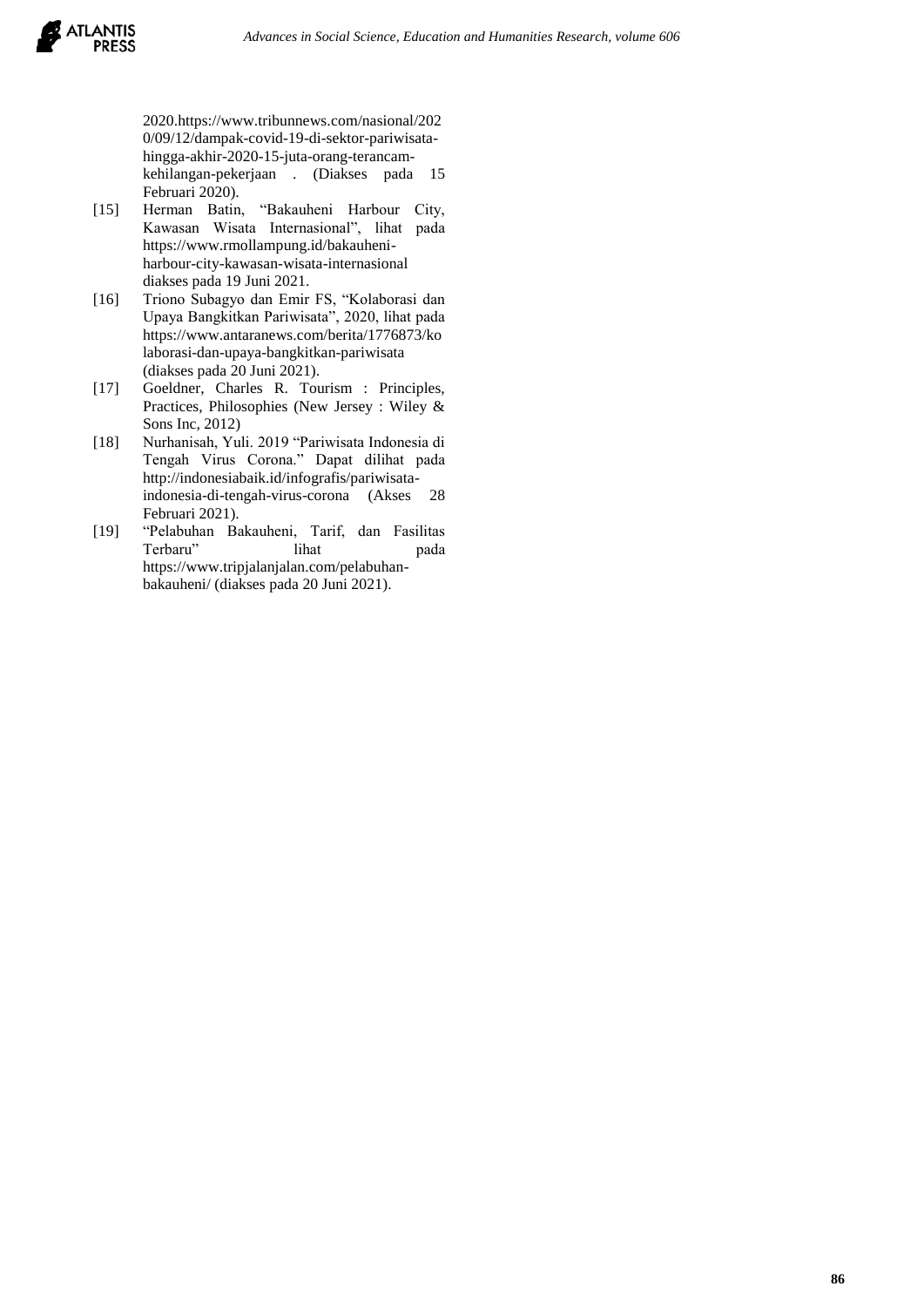2020.https://www.tribunnews.com/nasional/2020/09/12/dampak-covid-19-di-sektor-pariwisata-hingga-akhir-2020-15-juta-orang-terancam-kehilangan-pekerjaan . (Diakses pada 15 Februari 2020).

[15] Herman Batin, "Bakauheni Harbour City, Kawasan Wisata Internasional", lihat pada https://www.rmollampung.id/bakauheni-harbour-city-kawasan-wisata-internasional diakses pada 19 Juni 2021.

[16] Triono Subagyo dan Emir FS, "Kolaborasi dan Upaya Bangkitkan Pariwisata", 2020, lihat pada https://www.antaranews.com/berita/1776873/kolaborasi-dan-upaya-bangkitkan-pariwisata (diakses pada 20 Juni 2021).

[17] Goeldner, Charles R. Tourism : Principles, Practices, Philosophies (New Jersey : Wiley & Sons Inc, 2012)

[18] Nurhanisah, Yuli. 2019 "Pariwisata Indonesia di Tengah Virus Corona." Dapat dilihat pada http://indonesiabaik.id/infografis/pariwisata-indonesia-di-tengah-virus-corona (Akses 28 Februari 2021).

[19] "Pelabuhan Bakauheni, Tarif, dan Fasilitas Terbaru" lihat pada https://www.tripjalanjalan.com/pelabuhan-bakauheni/ (diakses pada 20 Juni 2021).